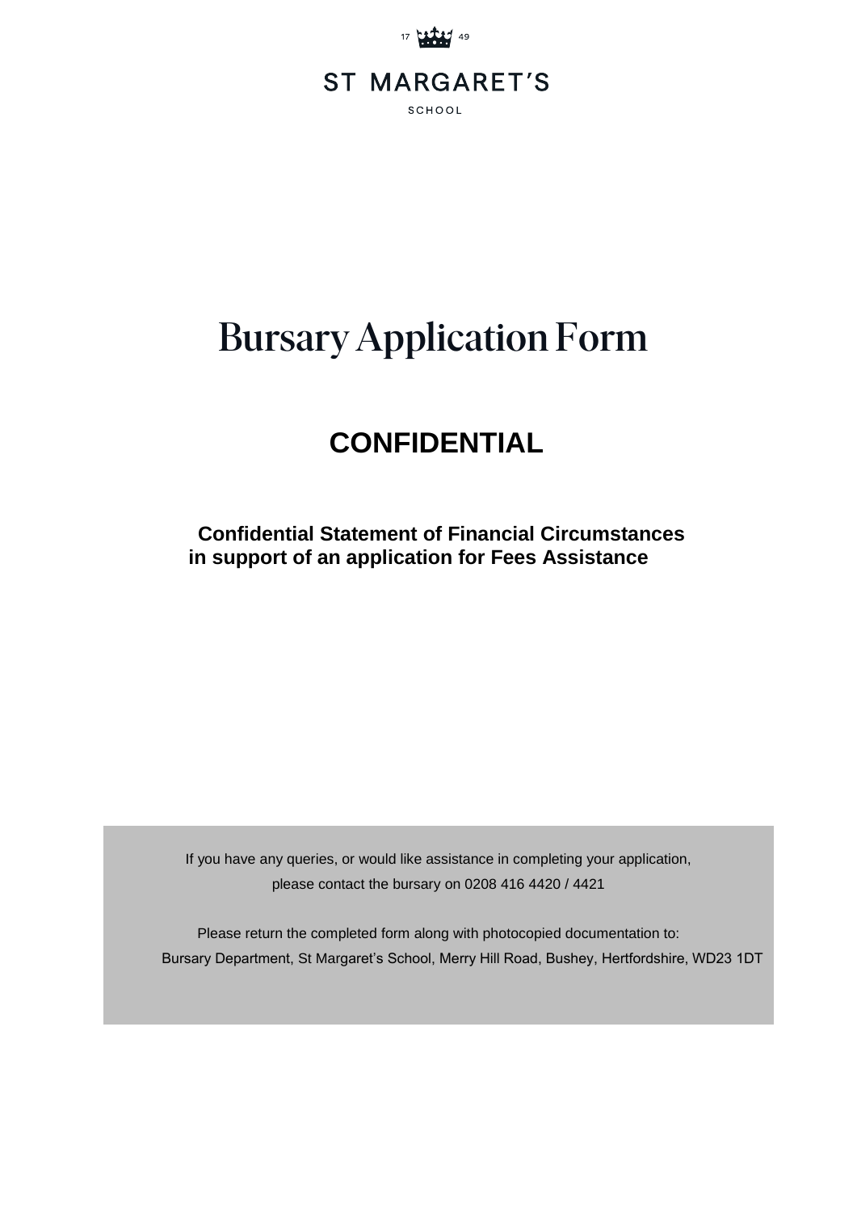17 49

ST MARGARET'S

SCHOOL

# Bursary Application Form

## CONFIDENTIAL

**Confidential Statement of Financial Circumstances in support of an application for Fees Assistance**

If you have any queries, or would like assistance in completing your application, please contact the bursary on 0208 416 4420 / 4421

Please return the completed form along with photocopied documentation to:
Bursary Department, St Margaret's School, Merry Hill Road, Bushey, Hertfordshire, WD23 1DT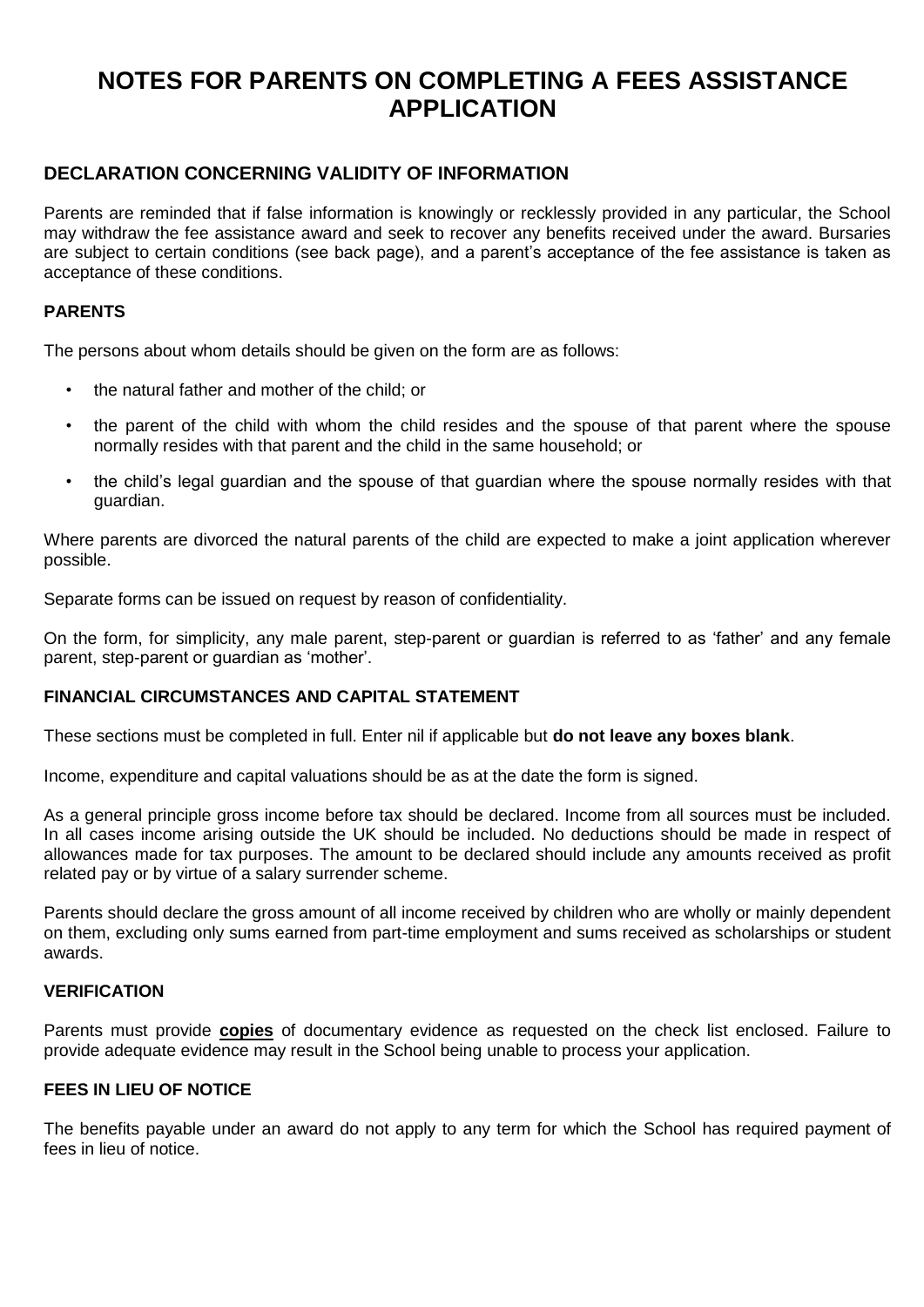# NOTES FOR PARENTS ON COMPLETING A FEES ASSISTANCE APPLICATION

## DECLARATION CONCERNING VALIDITY OF INFORMATION

Parents are reminded that if false information is knowingly or recklessly provided in any particular, the School may withdraw the fee assistance award and seek to recover any benefits received under the award. Bursaries are subject to certain conditions (see back page), and a parent's acceptance of the fee assistance is taken as acceptance of these conditions.

### PARENTS

The persons about whom details should be given on the form are as follows:

- the natural father and mother of the child; or
- the parent of the child with whom the child resides and the spouse of that parent where the spouse normally resides with that parent and the child in the same household; or
- the child's legal guardian and the spouse of that guardian where the spouse normally resides with that guardian.

Where parents are divorced the natural parents of the child are expected to make a joint application wherever possible.

Separate forms can be issued on request by reason of confidentiality.

On the form, for simplicity, any male parent, step-parent or guardian is referred to as 'father' and any female parent, step-parent or guardian as 'mother'.

### FINANCIAL CIRCUMSTANCES AND CAPITAL STATEMENT

These sections must be completed in full. Enter nil if applicable but **do not leave any boxes blank**.

Income, expenditure and capital valuations should be as at the date the form is signed.

As a general principle gross income before tax should be declared. Income from all sources must be included. In all cases income arising outside the UK should be included. No deductions should be made in respect of allowances made for tax purposes. The amount to be declared should include any amounts received as profit related pay or by virtue of a salary surrender scheme.

Parents should declare the gross amount of all income received by children who are wholly or mainly dependent on them, excluding only sums earned from part-time employment and sums received as scholarships or student awards.

### VERIFICATION

Parents must provide **copies** of documentary evidence as requested on the check list enclosed. Failure to provide adequate evidence may result in the School being unable to process your application.

### FEES IN LIEU OF NOTICE

The benefits payable under an award do not apply to any term for which the School has required payment of fees in lieu of notice.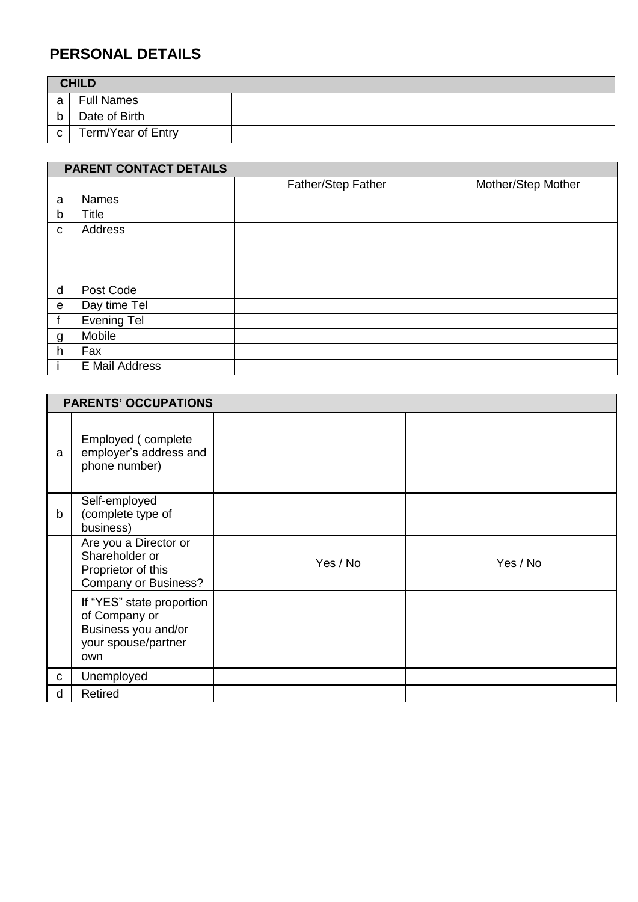## PERSONAL DETAILS

| CHILD | | |
|---|---|---|
| a | Full Names | |
| b | Date of Birth | |
| c | Term/Year of Entry | |

| PARENT CONTACT DETAILS | | | |
|---|---|---|---|
| | | Father/Step Father | Mother/Step Mother |
| a | Names | | |
| b | Title | | |
| c | Address | | |
| d | Post Code | | |
| e | Day time Tel | | |
| f | Evening Tel | | |
| g | Mobile | | |
| h | Fax | | |
| i | E Mail Address | | |

| PARENTS' OCCUPATIONS | | | |
|---|---|---|---|
| a | Employed ( complete employer's address and phone number) | | |
| b | Self-employed (complete type of business) | | |
| | Are you a Director or Shareholder or Proprietor of this Company or Business? | Yes / No | Yes / No |
| | If "YES" state proportion of Company or Business you and/or your spouse/partner own | | |
| c | Unemployed | | |
| d | Retired | | |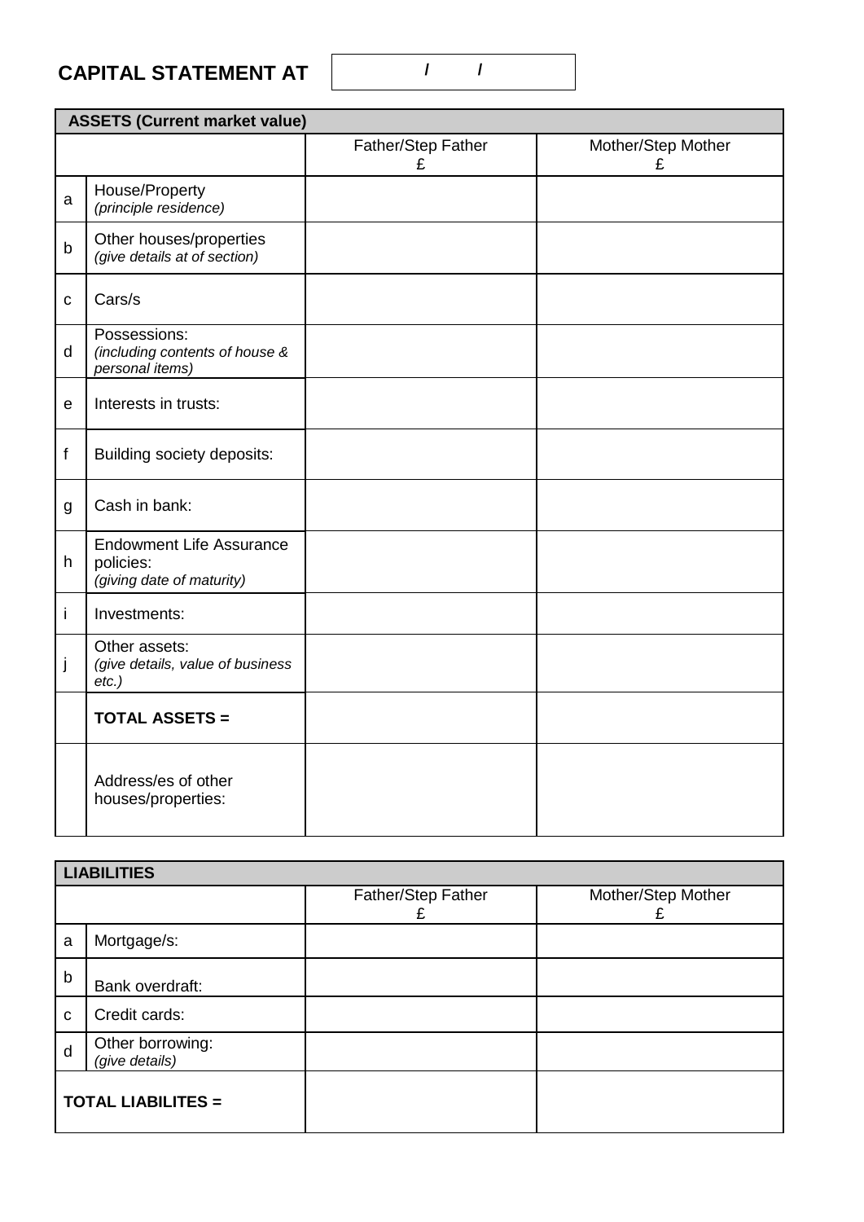# CAPITAL STATEMENT AT

**/ /**

| **ASSETS (Current market value)** | | | |
|---|---|---|---|
| | | Father/Step Father £ | Mother/Step Mother £ |
| a | House/Property *(principle residence)* | | |
| b | Other houses/properties *(give details at of section)* | | |
| c | Cars/s | | |
| d | Possessions: *(including contents of house & personal items)* | | |
| e | Interests in trusts: | | |
| f | Building society deposits: | | |
| g | Cash in bank: | | |
| h | Endowment Life Assurance policies: *(giving date of maturity)* | | |
| i | Investments: | | |
| j | Other assets: *(give details, value of business etc.)* | | |
| | **TOTAL ASSETS =** | | |
| | Address/es of other houses/properties: | | |

| **LIABILITIES** | | | |
|---|---|---|---|
| | | Father/Step Father £ | Mother/Step Mother £ |
| a | Mortgage/s: | | |
| b | Bank overdraft: | | |
| c | Credit cards: | | |
| d | Other borrowing: *(give details)* | | |
| **TOTAL LIABILITES =** | | | |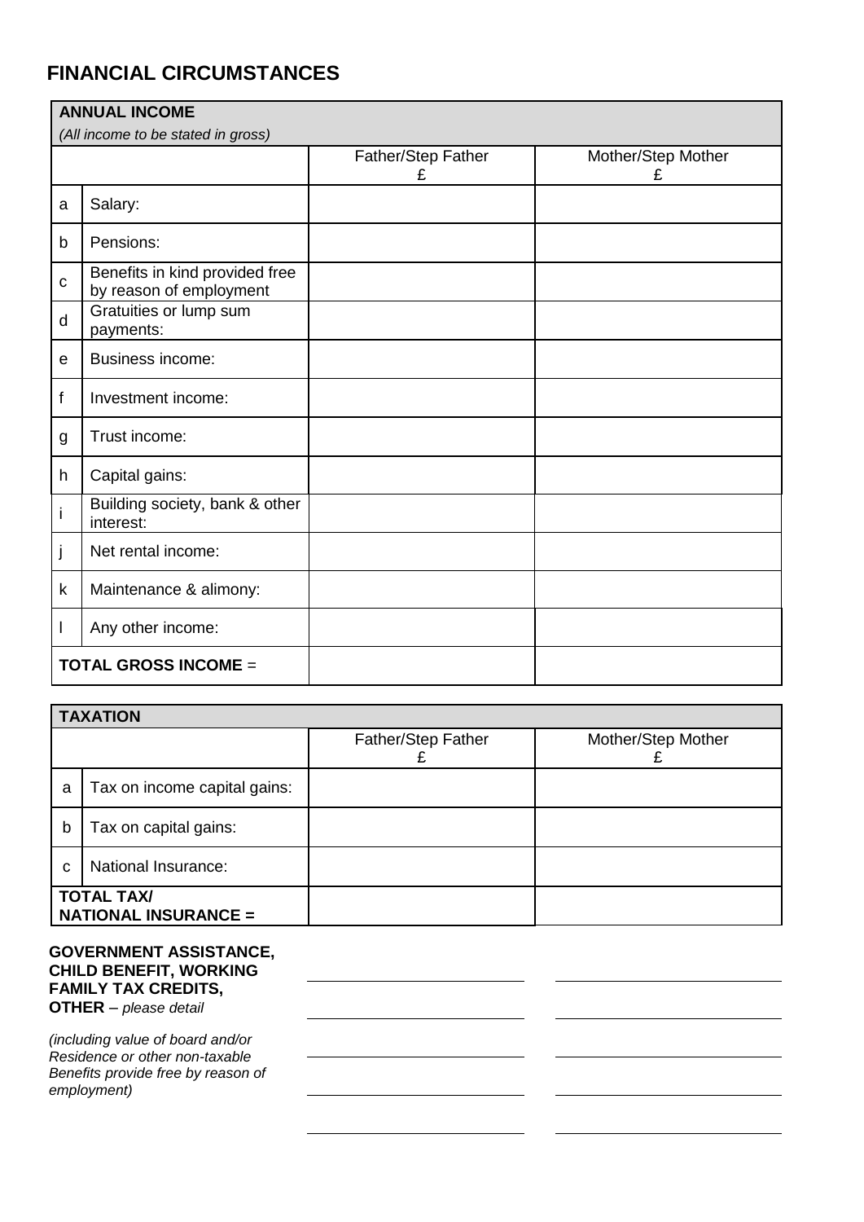## FINANCIAL CIRCUMSTANCES

| **ANNUAL INCOME** *(All income to be stated in gross)* | | | |
|---|---|---|---|
| | | Father/Step Father £ | Mother/Step Mother £ |
| a | Salary: | | |
| b | Pensions: | | |
| c | Benefits in kind provided free by reason of employment | | |
| d | Gratuities or lump sum payments: | | |
| e | Business income: | | |
| f | Investment income: | | |
| g | Trust income: | | |
| h | Capital gains: | | |
| i | Building society, bank & other interest: | | |
| j | Net rental income: | | |
| k | Maintenance & alimony: | | |
| l | Any other income: | | |
| **TOTAL GROSS INCOME** = | | | |

| **TAXATION** | | | |
|---|---|---|---|
| | | Father/Step Father £ | Mother/Step Mother £ |
| a | Tax on income capital gains: | | |
| b | Tax on capital gains: | | |
| c | National Insurance: | | |
| **TOTAL TAX/ NATIONAL INSURANCE =** | | | |

**GOVERNMENT ASSISTANCE, CHILD BENEFIT, WORKING FAMILY TAX CREDITS, OTHER** – *please detail*

*(including value of board and/or Residence or other non-taxable Benefits provide free by reason of employment)*

| | |
|---|---|
| ______________________ | ______________________ |
| ______________________ | ______________________ |
| ______________________ | ______________________ |
| ______________________ | ______________________ |
| ______________________ | ______________________ |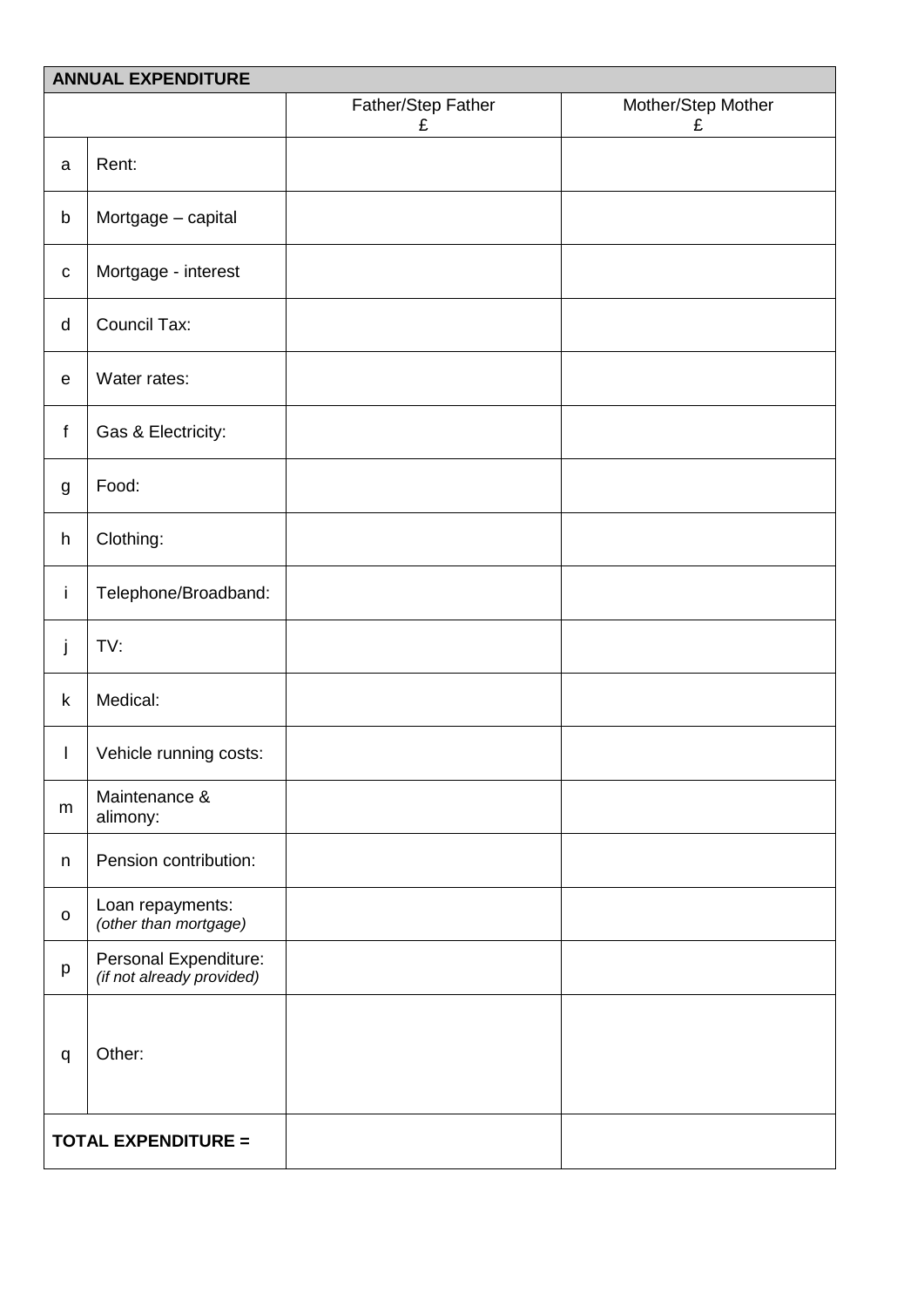| ANNUAL EXPENDITURE | | | |
|---|---|---|---|
| | | Father/Step Father<br>£ | Mother/Step Mother<br>£ |
| a | Rent: | | |
| b | Mortgage – capital | | |
| c | Mortgage - interest | | |
| d | Council Tax: | | |
| e | Water rates: | | |
| f | Gas & Electricity: | | |
| g | Food: | | |
| h | Clothing: | | |
| i | Telephone/Broadband: | | |
| j | TV: | | |
| k | Medical: | | |
| l | Vehicle running costs: | | |
| m | Maintenance & alimony: | | |
| n | Pension contribution: | | |
| o | Loan repayments: *(other than mortgage)* | | |
| p | Personal Expenditure: *(if not already provided)* | | |
| q | Other: | | |
| **TOTAL EXPENDITURE =** | | | |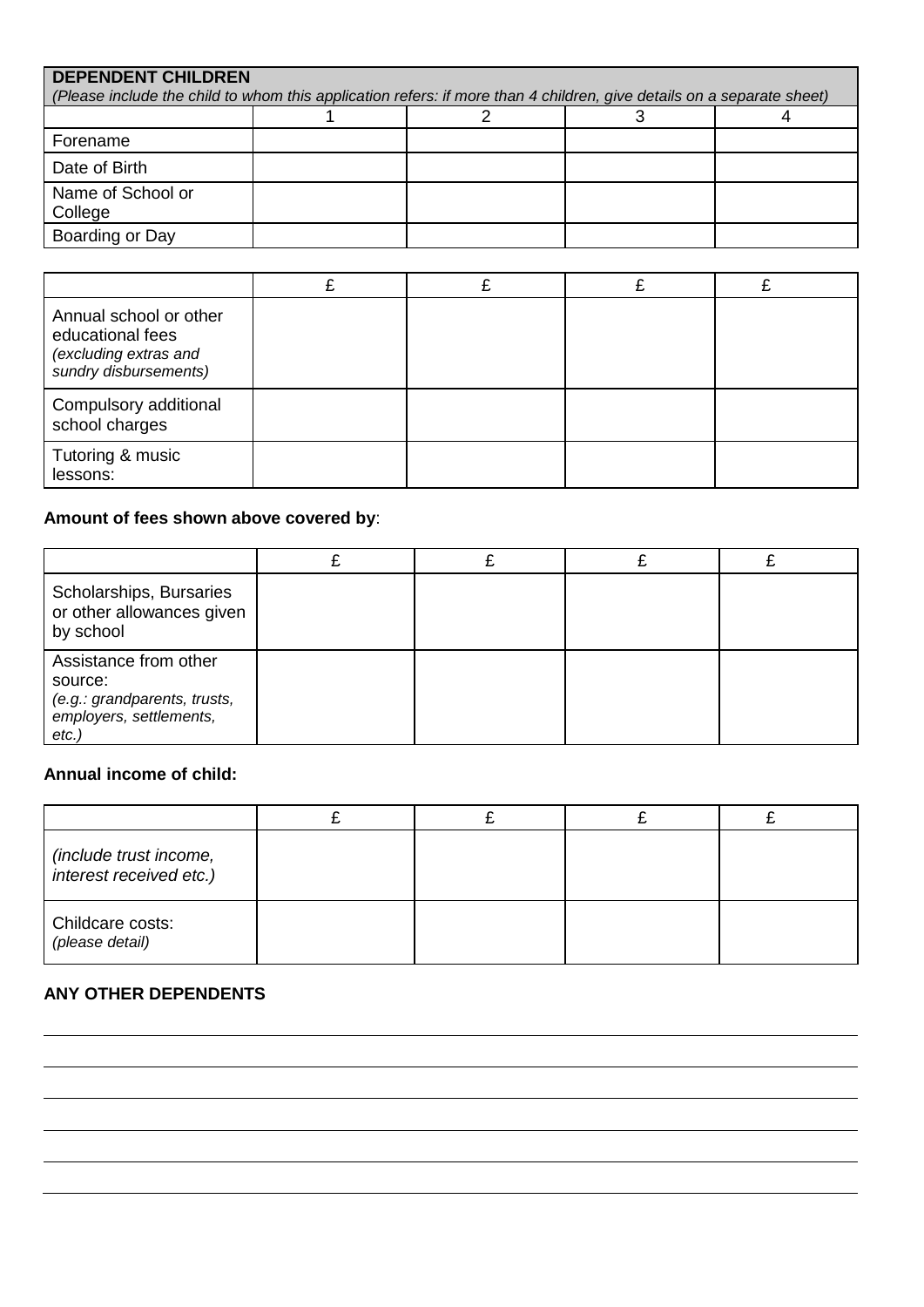| **DEPENDENT CHILDREN**<br>*(Please include the child to whom this application refers: if more than 4 children, give details on a separate sheet)* | | | | |
|---|---|---|---|---|
| | 1 | 2 | 3 | 4 |
| Forename | | | | |
| Date of Birth | | | | |
| Name of School or College | | | | |
| Boarding or Day | | | | |

| | £ | £ | £ | £ |
|---|---|---|---|---|
| Annual school or other educational fees *(excluding extras and sundry disbursements)* | | | | |
| Compulsory additional school charges | | | | |
| Tutoring & music lessons: | | | | |

**Amount of fees shown above covered by**:

| | £ | £ | £ | £ |
|---|---|---|---|---|
| Scholarships, Bursaries or other allowances given by school | | | | |
| Assistance from other source: *(e.g.: grandparents, trusts, employers, settlements, etc.)* | | | | |

**Annual income of child:**

| | £ | £ | £ | £ |
|---|---|---|---|---|
| *(include trust income, interest received etc.)* | | | | |
| Childcare costs: *(please detail)* | | | | |

**ANY OTHER DEPENDENTS**

______________________________________________________________________

______________________________________________________________________

______________________________________________________________________

______________________________________________________________________

______________________________________________________________________

______________________________________________________________________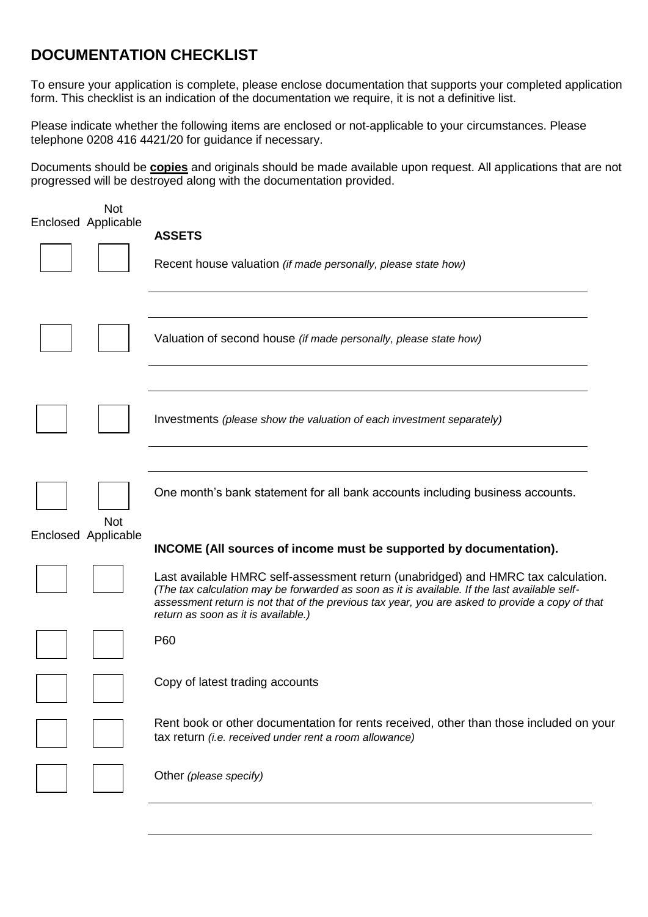## DOCUMENTATION CHECKLIST

To ensure your application is complete, please enclose documentation that supports your completed application form. This checklist is an indication of the documentation we require, it is not a definitive list.

Please indicate whether the following items are enclosed or not-applicable to your circumstances. Please telephone 0208 416 4421/20 for guidance if necessary.

Documents should be **copies** and originals should be made available upon request. All applications that are not progressed will be destroyed along with the documentation provided.

| Enclosed | Not Applicable | **ASSETS** |
|---|---|---|
| ☐ | ☐ | Recent house valuation *(if made personally, please state how)* ______________________ |
| ☐ | ☐ | Valuation of second house *(if made personally, please state how)* ______________________ |
| ☐ | ☐ | Investments *(please show the valuation of each investment separately)* ______________________ |
| ☐ | ☐ | One month's bank statement for all bank accounts including business accounts. |

| Enclosed | Not Applicable | **INCOME (All sources of income must be supported by documentation).** |
|---|---|---|
| ☐ | ☐ | Last available HMRC self-assessment return (unabridged) and HMRC tax calculation. *(The tax calculation may be forwarded as soon as it is available. If the last available self-assessment return is not that of the previous tax year, you are asked to provide a copy of that return as soon as it is available.)* |
| ☐ | ☐ | P60 |
| ☐ | ☐ | Copy of latest trading accounts |
| ☐ | ☐ | Rent book or other documentation for rents received, other than those included on your tax return *(i.e. received under rent a room allowance)* |
| ☐ | ☐ | Other *(please specify)* ______________________ |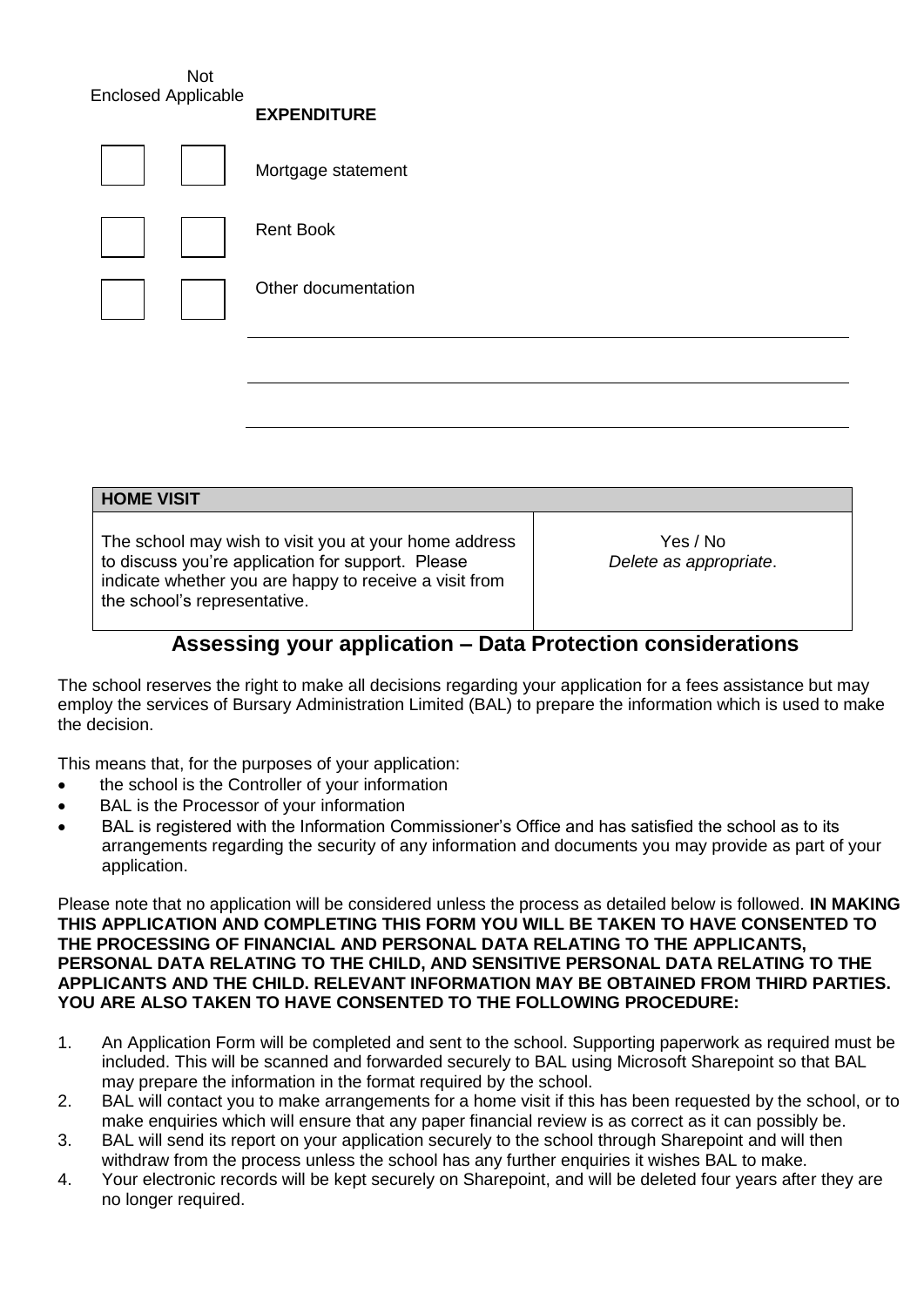| Enclosed | Not Applicable | **EXPENDITURE** |
|---|---|---|
| ☐ | ☐ | Mortgage statement |
| ☐ | ☐ | Rent Book |
| ☐ | ☐ | Other documentation |

\_\_\_\_\_\_\_\_\_\_\_\_\_\_\_\_\_\_\_\_\_\_\_\_\_\_\_\_\_\_\_\_\_\_\_\_\_\_\_\_\_\_\_\_\_\_\_\_\_\_\_\_\_\_\_\_\_\_\_\_\_\_\_\_\_\_\_\_\_\_\_\_

\_\_\_\_\_\_\_\_\_\_\_\_\_\_\_\_\_\_\_\_\_\_\_\_\_\_\_\_\_\_\_\_\_\_\_\_\_\_\_\_\_\_\_\_\_\_\_\_\_\_\_\_\_\_\_\_\_\_\_\_\_\_\_\_\_\_\_\_\_\_\_\_

\_\_\_\_\_\_\_\_\_\_\_\_\_\_\_\_\_\_\_\_\_\_\_\_\_\_\_\_\_\_\_\_\_\_\_\_\_\_\_\_\_\_\_\_\_\_\_\_\_\_\_\_\_\_\_\_\_\_\_\_\_\_\_\_\_\_\_\_\_\_\_\_

| **HOME VISIT** | |
|---|---|
| The school may wish to visit you at your home address to discuss you're application for support. Please indicate whether you are happy to receive a visit from the school's representative. | Yes / No<br>*Delete as appropriate*. |

## Assessing your application – Data Protection considerations

The school reserves the right to make all decisions regarding your application for a fees assistance but may employ the services of Bursary Administration Limited (BAL) to prepare the information which is used to make the decision.

This means that, for the purposes of your application:

- the school is the Controller of your information
- BAL is the Processor of your information
- BAL is registered with the Information Commissioner's Office and has satisfied the school as to its arrangements regarding the security of any information and documents you may provide as part of your application.

Please note that no application will be considered unless the process as detailed below is followed. **IN MAKING THIS APPLICATION AND COMPLETING THIS FORM YOU WILL BE TAKEN TO HAVE CONSENTED TO THE PROCESSING OF FINANCIAL AND PERSONAL DATA RELATING TO THE APPLICANTS, PERSONAL DATA RELATING TO THE CHILD, AND SENSITIVE PERSONAL DATA RELATING TO THE APPLICANTS AND THE CHILD. RELEVANT INFORMATION MAY BE OBTAINED FROM THIRD PARTIES. YOU ARE ALSO TAKEN TO HAVE CONSENTED TO THE FOLLOWING PROCEDURE:**

1. An Application Form will be completed and sent to the school. Supporting paperwork as required must be included. This will be scanned and forwarded securely to BAL using Microsoft Sharepoint so that BAL may prepare the information in the format required by the school.
2. BAL will contact you to make arrangements for a home visit if this has been requested by the school, or to make enquiries which will ensure that any paper financial review is as correct as it can possibly be.
3. BAL will send its report on your application securely to the school through Sharepoint and will then withdraw from the process unless the school has any further enquiries it wishes BAL to make.
4. Your electronic records will be kept securely on Sharepoint, and will be deleted four years after they are no longer required.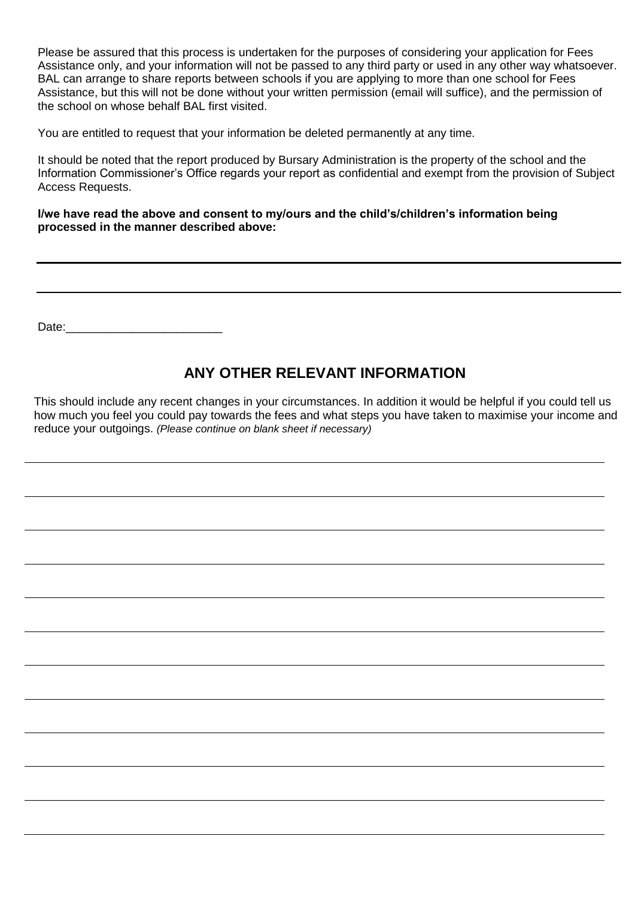Please be assured that this process is undertaken for the purposes of considering your application for Fees Assistance only, and your information will not be passed to any third party or used in any other way whatsoever. BAL can arrange to share reports between schools if you are applying to more than one school for Fees Assistance, but this will not be done without your written permission (email will suffice), and the permission of the school on whose behalf BAL first visited.

You are entitled to request that your information be deleted permanently at any time.

It should be noted that the report produced by Bursary Administration is the property of the school and the Information Commissioner's Office regards your report as confidential and exempt from the provision of Subject Access Requests.

**I/we have read the above and consent to my/ours and the child's/children's information being processed in the manner described above:**

\_\_\_\_\_\_\_\_\_\_\_\_\_\_\_\_\_\_\_\_\_\_\_\_\_\_\_\_\_\_\_\_\_\_\_\_\_\_\_\_\_\_\_\_\_\_\_\_

\_\_\_\_\_\_\_\_\_\_\_\_\_\_\_\_\_\_\_\_\_\_\_\_\_\_\_\_\_\_\_\_\_\_\_\_\_\_\_\_\_\_\_\_\_\_\_\_

Date:\_\_\_\_\_\_\_\_\_\_\_\_\_\_\_\_\_\_\_\_\_\_\_\_

## ANY OTHER RELEVANT INFORMATION

This should include any recent changes in your circumstances. In addition it would be helpful if you could tell us how much you feel you could pay towards the fees and what steps you have taken to maximise your income and reduce your outgoings. *(Please continue on blank sheet if necessary)*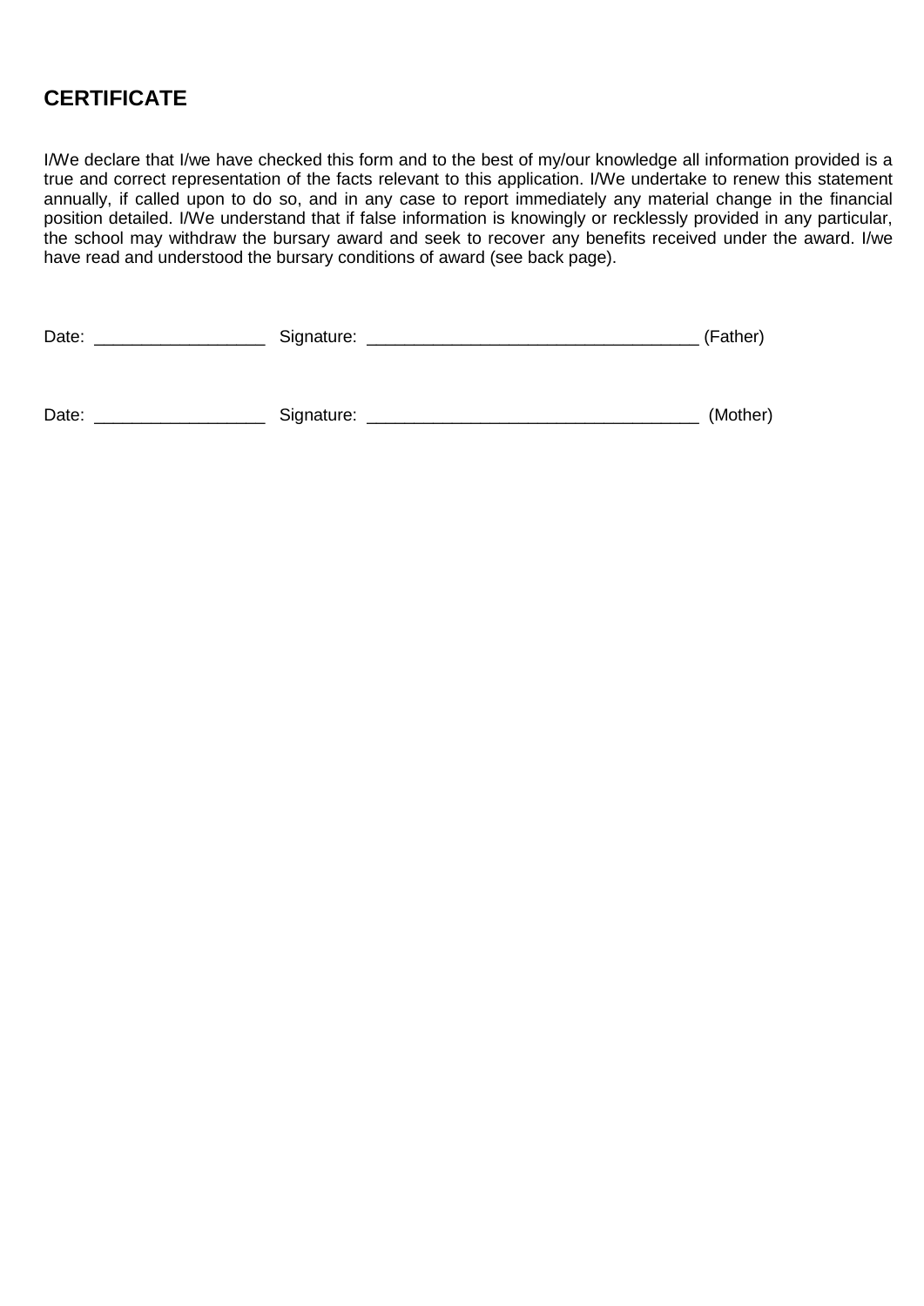## CERTIFICATE

I/We declare that I/we have checked this form and to the best of my/our knowledge all information provided is a true and correct representation of the facts relevant to this application. I/We undertake to renew this statement annually, if called upon to do so, and in any case to report immediately any material change in the financial position detailed. I/We understand that if false information is knowingly or recklessly provided in any particular, the school may withdraw the bursary award and seek to recover any benefits received under the award. I/we have read and understood the bursary conditions of award (see back page).

Date: __________________ Signature: __________________________________ (Father)

Date: __________________ Signature: __________________________________ (Mother)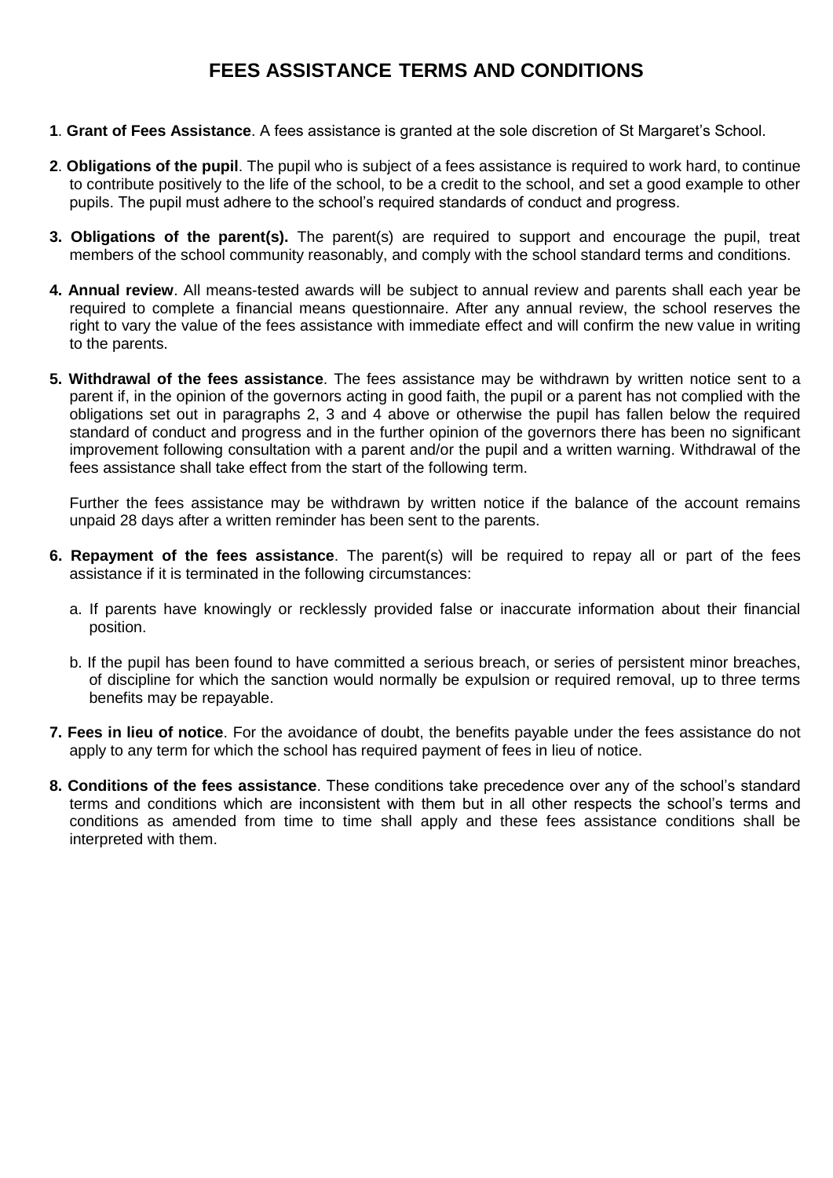# FEES ASSISTANCE TERMS AND CONDITIONS

**1**. **Grant of Fees Assistance**. A fees assistance is granted at the sole discretion of St Margaret's School.

**2**. **Obligations of the pupil**. The pupil who is subject of a fees assistance is required to work hard, to continue to contribute positively to the life of the school, to be a credit to the school, and set a good example to other pupils. The pupil must adhere to the school's required standards of conduct and progress.

**3. Obligations of the parent(s).** The parent(s) are required to support and encourage the pupil, treat members of the school community reasonably, and comply with the school standard terms and conditions.

**4. Annual review**. All means-tested awards will be subject to annual review and parents shall each year be required to complete a financial means questionnaire. After any annual review, the school reserves the right to vary the value of the fees assistance with immediate effect and will confirm the new value in writing to the parents.

**5. Withdrawal of the fees assistance**. The fees assistance may be withdrawn by written notice sent to a parent if, in the opinion of the governors acting in good faith, the pupil or a parent has not complied with the obligations set out in paragraphs 2, 3 and 4 above or otherwise the pupil has fallen below the required standard of conduct and progress and in the further opinion of the governors there has been no significant improvement following consultation with a parent and/or the pupil and a written warning. Withdrawal of the fees assistance shall take effect from the start of the following term.

Further the fees assistance may be withdrawn by written notice if the balance of the account remains unpaid 28 days after a written reminder has been sent to the parents.

**6. Repayment of the fees assistance**. The parent(s) will be required to repay all or part of the fees assistance if it is terminated in the following circumstances:

a. If parents have knowingly or recklessly provided false or inaccurate information about their financial position.

b. If the pupil has been found to have committed a serious breach, or series of persistent minor breaches, of discipline for which the sanction would normally be expulsion or required removal, up to three terms benefits may be repayable.

**7. Fees in lieu of notice**. For the avoidance of doubt, the benefits payable under the fees assistance do not apply to any term for which the school has required payment of fees in lieu of notice.

**8. Conditions of the fees assistance**. These conditions take precedence over any of the school's standard terms and conditions which are inconsistent with them but in all other respects the school's terms and conditions as amended from time to time shall apply and these fees assistance conditions shall be interpreted with them.